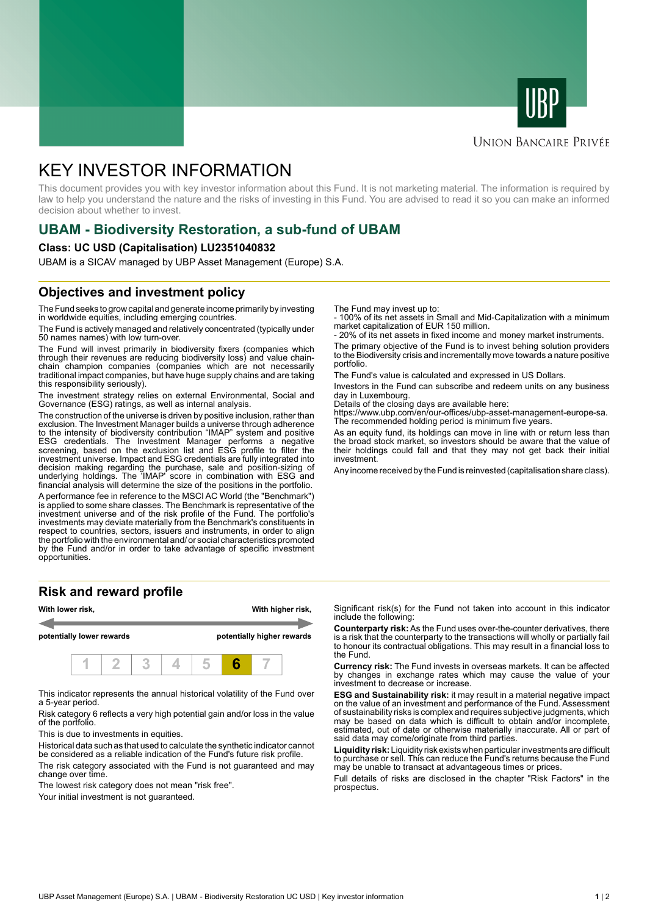UBP

Union Bancaire Privée

# KEY INVESTOR INFORMATION

This document provides you with key investor information about this Fund. It is not marketing material. The information is required by law to help you understand the nature and the risks of investing in this Fund. You are advised to read it so you can make an informed decision about whether to invest.

## UBAM - Biodiversity Restoration, a sub-fund of UBAM

**Class: UC USD (Capitalisation) LU2351040832**

UBAM is a SICAV managed by UBP Asset Management (Europe) S.A.

## Objectives and investment policy

The Fund seeks to grow capital and generate income primarily by investing in worldwide equities, including emerging countries.

The Fund is actively managed and relatively concentrated (typically under 50 names names) with low turn-over.

The Fund will invest primarily in biodiversity fixers (companies which through their revenues are reducing biodiversity loss) and value chain-chain champion companies (companies which are not necessarily traditional impact companies, but have huge supply chains and are taking this responsibility seriously).

The investment strategy relies on external Environmental, Social and Governance (ESG) ratings, as well as internal analysis.

The construction of the universe is driven by positive inclusion, rather than exclusion. The Investment Manager builds a universe through adherence to the intensity of biodiversity contribution “IMAP” system and positive ESG credentials. The Investment Manager performs a negative screening, based on the exclusion list and ESG profile to filter the investment universe. Impact and ESG credentials are fully integrated into decision making regarding the purchase, sale and position-sizing of underlying holdings. The 'IMAP' score in combination with ESG and financial analysis will determine the size of the positions in the portfolio.

A performance fee in reference to the MSCI AC World (the "Benchmark") is applied to some share classes. The Benchmark is representative of the investment universe and of the risk profile of the Fund. The portfolio's investments may deviate materially from the Benchmark's constituents in respect to countries, sectors, issuers and instruments, in order to align the portfolio with the environmental and/ or social characteristics promoted by the Fund and/or in order to take advantage of specific investment opportunities.

The Fund may invest up to:
- 100% of its net assets in Small and Mid-Capitalization with a minimum market capitalization of EUR 150 million.
- 20% of its net assets in fixed income and money market instruments.

The primary objective of the Fund is to invest behing solution providers to the Biodiversity crisis and incrementally move towards a nature positive portfolio.

The Fund's value is calculated and expressed in US Dollars.

Investors in the Fund can subscribe and redeem units on any business day in Luxembourg.
Details of the closing days are available here:
https://www.ubp.com/en/our-offices/ubp-asset-management-europe-sa.
The recommended holding period is minimum five years.

As an equity fund, its holdings can move in line with or return less than the broad stock market, so investors should be aware that the value of their holdings could fall and that they may not get back their initial investment.

Any income received by the Fund is reinvested (capitalisation share class).

## Risk and reward profile

| With lower risk, potentially lower rewards | | | | | | With higher risk, potentially higher rewards |
|---|---|---|---|---|---|---|
| 1 | 2 | 3 | 4 | 5 | **6** | 7 |

This indicator represents the annual historical volatility of the Fund over a 5-year period.

Risk category 6 reflects a very high potential gain and/or loss in the value of the portfolio.

This is due to investments in equities.

Historical data such as that used to calculate the synthetic indicator cannot be considered as a reliable indication of the Fund's future risk profile.

The risk category associated with the Fund is not guaranteed and may change over time.

The lowest risk category does not mean "risk free".

Your initial investment is not guaranteed.

Significant risk(s) for the Fund not taken into account in this indicator include the following:

**Counterparty risk:** As the Fund uses over-the-counter derivatives, there is a risk that the counterparty to the transactions will wholly or partially fail to honour its contractual obligations. This may result in a financial loss to the Fund.

**Currency risk:** The Fund invests in overseas markets. It can be affected by changes in exchange rates which may cause the value of your investment to decrease or increase.

**ESG and Sustainability risk:** it may result in a material negative impact on the value of an investment and performance of the Fund. Assessment of sustainability risks is complex and requires subjective judgments, which may be based on data which is difficult to obtain and/or incomplete, estimated, out of date or otherwise materially inaccurate. All or part of said data may come/originate from third parties.

**Liquidity risk:** Liquidity risk exists when particular investments are difficult to purchase or sell. This can reduce the Fund's returns because the Fund may be unable to transact at advantageous times or prices.

Full details of risks are disclosed in the chapter "Risk Factors" in the prospectus.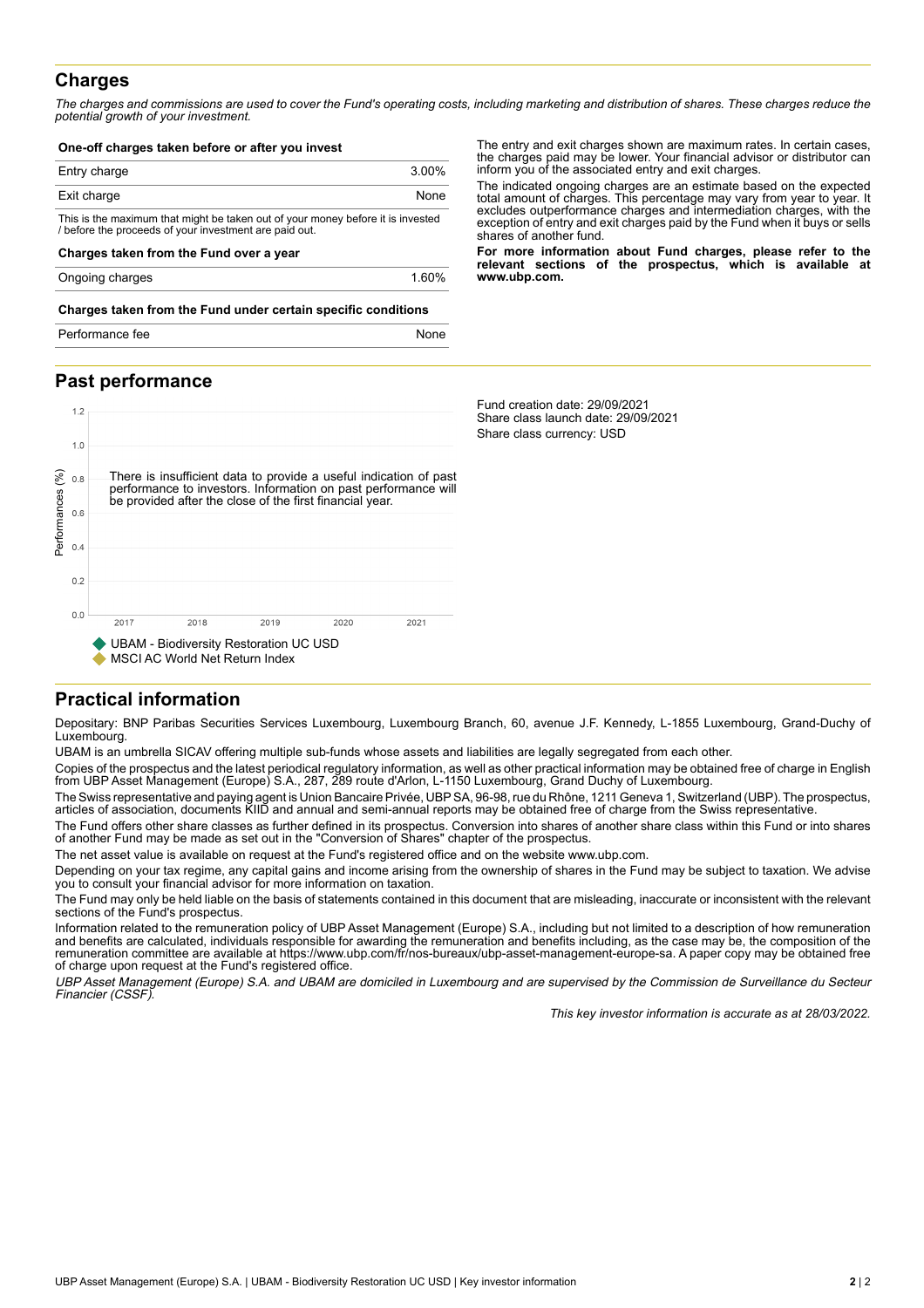## Charges

*The charges and commissions are used to cover the Fund's operating costs, including marketing and distribution of shares. These charges reduce the potential growth of your investment.*

| One-off charges taken before or after you invest | |
|---|---|
| Entry charge | 3.00% |
| Exit charge | None |

This is the maximum that might be taken out of your money before it is invested / before the proceeds of your investment are paid out.

| Charges taken from the Fund over a year | |
|---|---|
| Ongoing charges | 1.60% |

| Charges taken from the Fund under certain specific conditions | |
|---|---|
| Performance fee | None |

The entry and exit charges shown are maximum rates. In certain cases, the charges paid may be lower. Your financial advisor or distributor can inform you of the associated entry and exit charges.

The indicated ongoing charges are an estimate based on the expected total amount of charges. This percentage may vary from year to year. It excludes outperformance charges and intermediation charges, with the exception of entry and exit charges paid by the Fund when it buys or sells shares of another fund.

**For more information about Fund charges, please refer to the relevant sections of the prospectus, which is available at www.ubp.com.**

## Past performance

Performances (%)

1.2
1.0
0.8
0.6
0.4
0.2
0.0

2017
2018
2019
2020
2021

There is insufficient data to provide a useful indication of past performance to investors. Information on past performance will be provided after the close of the first financial year.

UBAM - Biodiversity Restoration UC USD
MSCI AC World Net Return Index

Fund creation date: 29/09/2021
Share class launch date: 29/09/2021
Share class currency: USD

## Practical information

Depositary: BNP Paribas Securities Services Luxembourg, Luxembourg Branch, 60, avenue J.F. Kennedy, L-1855 Luxembourg, Grand-Duchy of Luxembourg.

UBAM is an umbrella SICAV offering multiple sub-funds whose assets and liabilities are legally segregated from each other.

Copies of the prospectus and the latest periodical regulatory information, as well as other practical information may be obtained free of charge in English from UBP Asset Management (Europe) S.A., 287, 289 route d'Arlon, L-1150 Luxembourg, Grand Duchy of Luxembourg.

The Swiss representative and paying agent is Union Bancaire Privée, UBP SA, 96-98, rue du Rhône, 1211 Geneva 1, Switzerland (UBP). The prospectus, articles of association, documents KIID and annual and semi-annual reports may be obtained free of charge from the Swiss representative.

The Fund offers other share classes as further defined in its prospectus. Conversion into shares of another share class within this Fund or into shares of another Fund may be made as set out in the "Conversion of Shares" chapter of the prospectus.

The net asset value is available on request at the Fund's registered office and on the website www.ubp.com.

Depending on your tax regime, any capital gains and income arising from the ownership of shares in the Fund may be subject to taxation. We advise you to consult your financial advisor for more information on taxation.

The Fund may only be held liable on the basis of statements contained in this document that are misleading, inaccurate or inconsistent with the relevant sections of the Fund's prospectus.

Information related to the remuneration policy of UBP Asset Management (Europe) S.A., including but not limited to a description of how remuneration and benefits are calculated, individuals responsible for awarding the remuneration and benefits including, as the case may be, the composition of the remuneration committee are available at https://www.ubp.com/fr/nos-bureaux/ubp-asset-management-europe-sa. A paper copy may be obtained free of charge upon request at the Fund's registered office.

*UBP Asset Management (Europe) S.A. and UBAM are domiciled in Luxembourg and are supervised by the Commission de Surveillance du Secteur Financier (CSSF).*

*This key investor information is accurate as at 28/03/2022.*